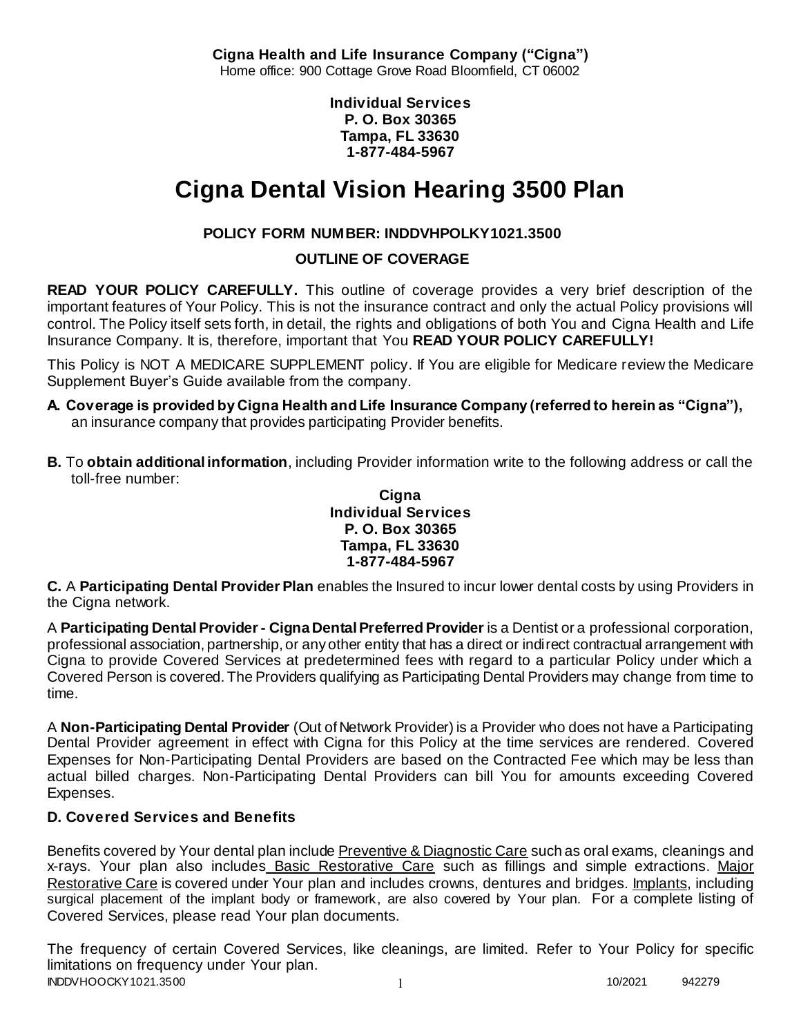**Cigna Health and Life Insurance Company ("Cigna")**
Home office: 900 Cottage Grove Road Bloomfield, CT 06002

**Individual Services**
**P. O. Box 30365**
**Tampa, FL 33630**
**1-877-484-5967**

# Cigna Dental Vision Hearing 3500 Plan

**POLICY FORM NUMBER: INDDVHPOLKY1021.3500**

**OUTLINE OF COVERAGE**

**READ YOUR POLICY CAREFULLY.** This outline of coverage provides a very brief description of the important features of Your Policy. This is not the insurance contract and only the actual Policy provisions will control. The Policy itself sets forth, in detail, the rights and obligations of both You and Cigna Health and Life Insurance Company. It is, therefore, important that You **READ YOUR POLICY CAREFULLY!**

This Policy is NOT A MEDICARE SUPPLEMENT policy. If You are eligible for Medicare review the Medicare Supplement Buyer's Guide available from the company.

**A. Coverage is provided by Cigna Health and Life Insurance Company (referred to herein as "Cigna"),** an insurance company that provides participating Provider benefits.

**B.** To **obtain additional information**, including Provider information write to the following address or call the toll-free number:

**Cigna**
**Individual Services**
**P. O. Box 30365**
**Tampa, FL 33630**
**1-877-484-5967**

**C.** A **Participating Dental Provider Plan** enables the Insured to incur lower dental costs by using Providers in the Cigna network.

A **Participating Dental Provider - Cigna Dental Preferred Provider** is a Dentist or a professional corporation, professional association, partnership, or any other entity that has a direct or indirect contractual arrangement with Cigna to provide Covered Services at predetermined fees with regard to a particular Policy under which a Covered Person is covered. The Providers qualifying as Participating Dental Providers may change from time to time.

A **Non-Participating Dental Provider** (Out of Network Provider) is a Provider who does not have a Participating Dental Provider agreement in effect with Cigna for this Policy at the time services are rendered. Covered Expenses for Non-Participating Dental Providers are based on the Contracted Fee which may be less than actual billed charges. Non-Participating Dental Providers can bill You for amounts exceeding Covered Expenses.

### D. Covered Services and Benefits

Benefits covered by Your dental plan include Preventive & Diagnostic Care such as oral exams, cleanings and x-rays. Your plan also includes Basic Restorative Care such as fillings and simple extractions. Major Restorative Care is covered under Your plan and includes crowns, dentures and bridges. Implants, including surgical placement of the implant body or framework, are also covered by Your plan. For a complete listing of Covered Services, please read Your plan documents.

The frequency of certain Covered Services, like cleanings, are limited. Refer to Your Policy for specific limitations on frequency under Your plan.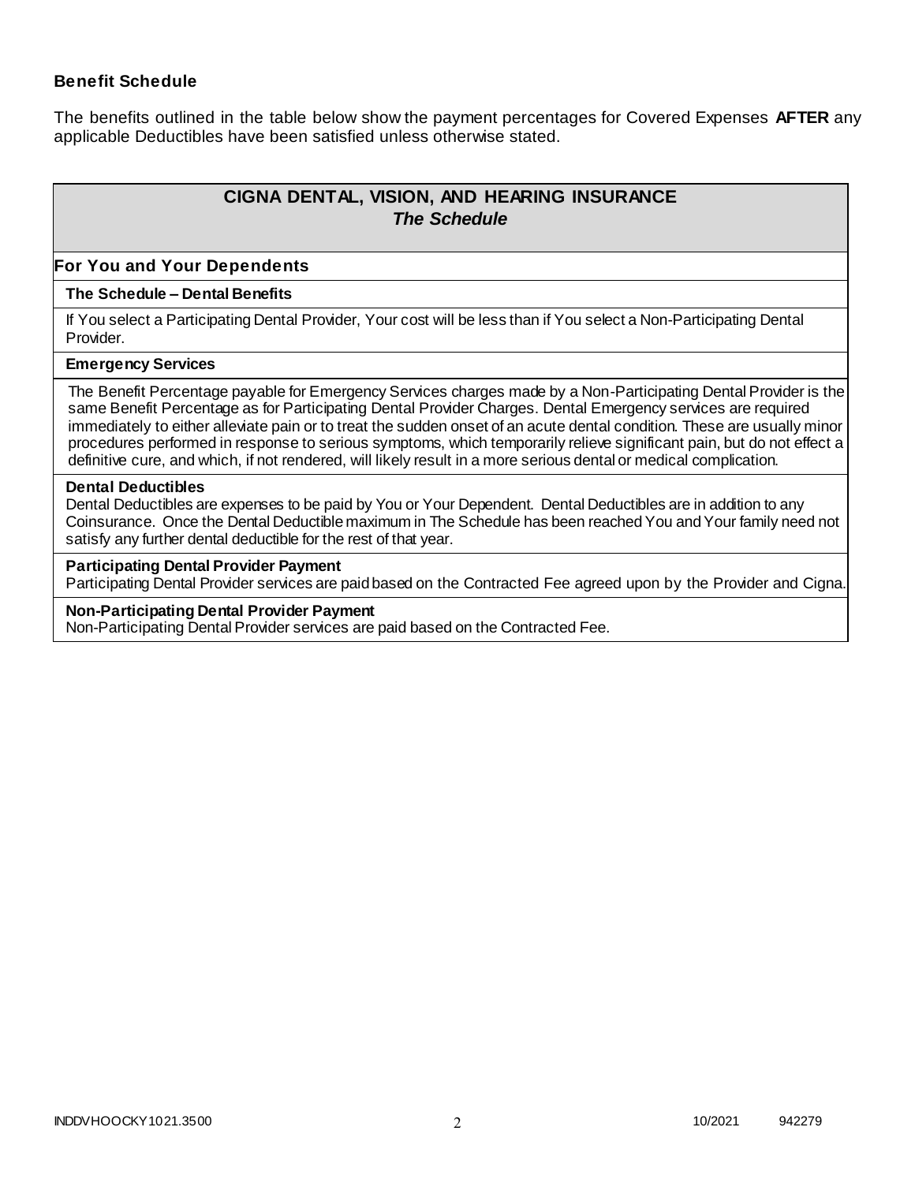**Benefit Schedule**

The benefits outlined in the table below show the payment percentages for Covered Expenses **AFTER** any applicable Deductibles have been satisfied unless otherwise stated.

## CIGNA DENTAL, VISION, AND HEARING INSURANCE
### *The Schedule*

### For You and Your Dependents

**The Schedule – Dental Benefits**

If You select a Participating Dental Provider, Your cost will be less than if You select a Non-Participating Dental Provider.

**Emergency Services**

The Benefit Percentage payable for Emergency Services charges made by a Non-Participating Dental Provider is the same Benefit Percentage as for Participating Dental Provider Charges. Dental Emergency services are required immediately to either alleviate pain or to treat the sudden onset of an acute dental condition. These are usually minor procedures performed in response to serious symptoms, which temporarily relieve significant pain, but do not effect a definitive cure, and which, if not rendered, will likely result in a more serious dental or medical complication.

**Dental Deductibles**

Dental Deductibles are expenses to be paid by You or Your Dependent. Dental Deductibles are in addition to any Coinsurance. Once the Dental Deductible maximum in The Schedule has been reached You and Your family need not satisfy any further dental deductible for the rest of that year.

**Participating Dental Provider Payment**

Participating Dental Provider services are paid based on the Contracted Fee agreed upon by the Provider and Cigna.

**Non-Participating Dental Provider Payment**

Non-Participating Dental Provider services are paid based on the Contracted Fee.

INDDVHOOCKY1021.3500 10/2021 942279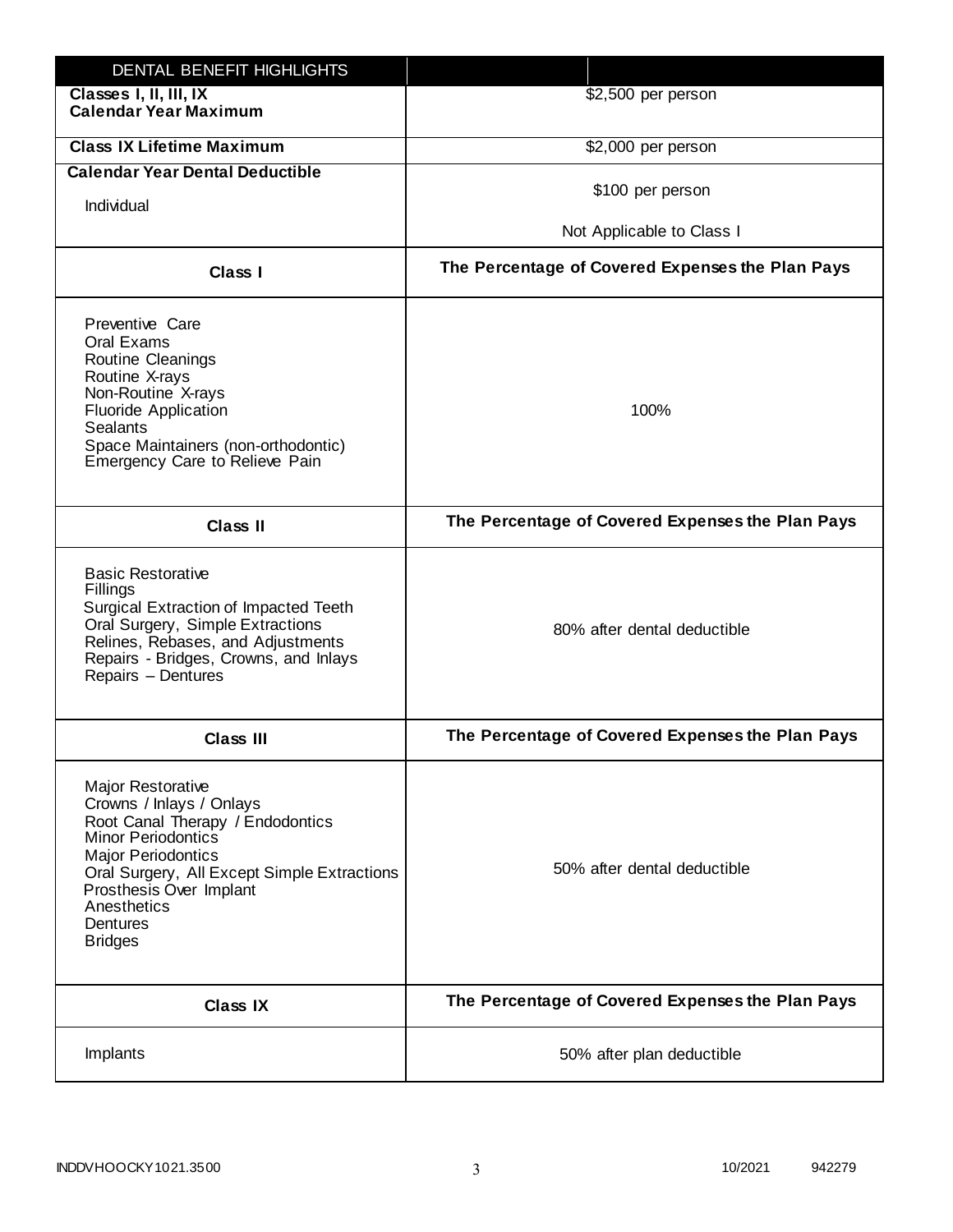| DENTAL BENEFIT HIGHLIGHTS | |
|---|---|
| **Classes I, II, III, IX Calendar Year Maximum** | $2,500 per person |
| **Class IX Lifetime Maximum** | $2,000 per person |
| **Calendar Year Dental Deductible**<br>Individual | $100 per person<br>Not Applicable to Class I |
| **Class I** | **The Percentage of Covered Expenses the Plan Pays** |
| Preventive Care<br>Oral Exams<br>Routine Cleanings<br>Routine X-rays<br>Non-Routine X-rays<br>Fluoride Application<br>Sealants<br>Space Maintainers (non-orthodontic)<br>Emergency Care to Relieve Pain | 100% |
| **Class II** | **The Percentage of Covered Expenses the Plan Pays** |
| Basic Restorative<br>Fillings<br>Surgical Extraction of Impacted Teeth<br>Oral Surgery, Simple Extractions<br>Relines, Rebases, and Adjustments<br>Repairs - Bridges, Crowns, and Inlays<br>Repairs – Dentures | 80% after dental deductible |
| **Class III** | **The Percentage of Covered Expenses the Plan Pays** |
| Major Restorative<br>Crowns / Inlays / Onlays<br>Root Canal Therapy / Endodontics<br>Minor Periodontics<br>Major Periodontics<br>Oral Surgery, All Except Simple Extractions<br>Prosthesis Over Implant<br>Anesthetics<br>Dentures<br>Bridges | 50% after dental deductible |
| **Class IX** | **The Percentage of Covered Expenses the Plan Pays** |
| Implants | 50% after plan deductible |

INDDVHOOCKY1021.3500 10/2021 942279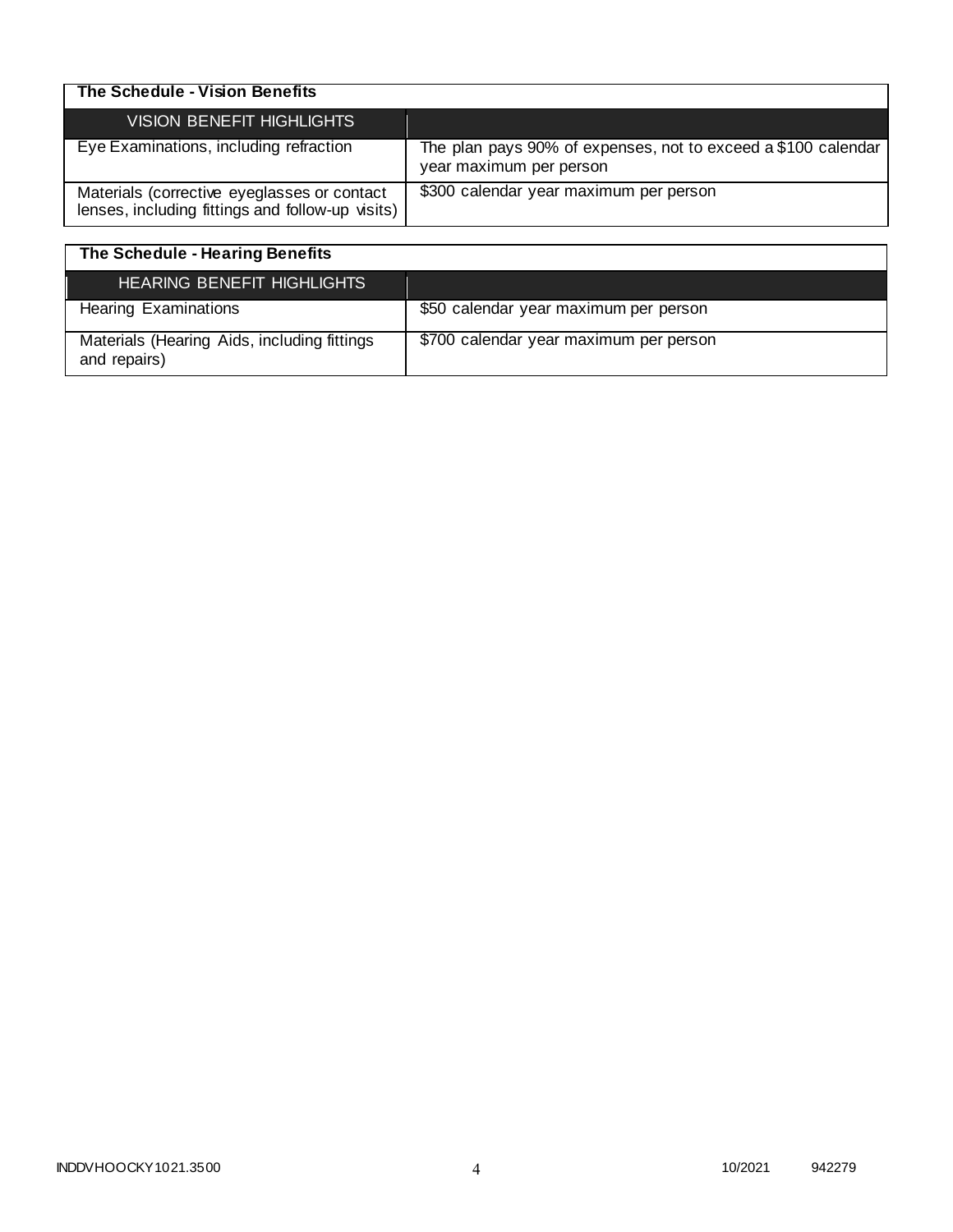| The Schedule - Vision Benefits | |
|---|---|
| VISION BENEFIT HIGHLIGHTS | |
| Eye Examinations, including refraction | The plan pays 90% of expenses, not to exceed a $100 calendar year maximum per person |
| Materials (corrective eyeglasses or contact lenses, including fittings and follow-up visits) | $300 calendar year maximum per person |

| The Schedule - Hearing Benefits | |
|---|---|
| HEARING BENEFIT HIGHLIGHTS | |
| Hearing Examinations | $50 calendar year maximum per person |
| Materials (Hearing Aids, including fittings and repairs) | $700 calendar year maximum per person |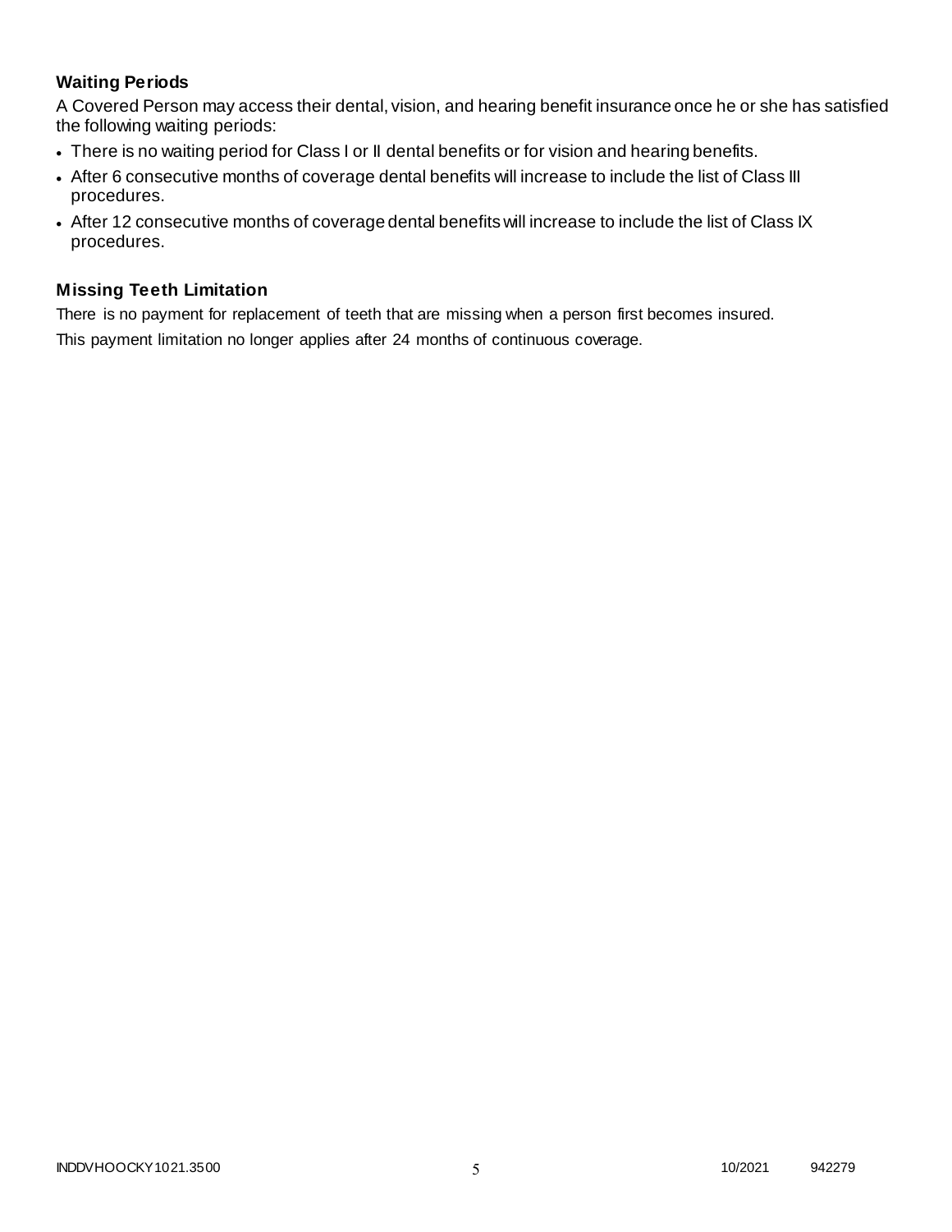### Waiting Periods

A Covered Person may access their dental, vision, and hearing benefit insurance once he or she has satisfied the following waiting periods:

- There is no waiting period for Class I or II dental benefits or for vision and hearing benefits.
- After 6 consecutive months of coverage dental benefits will increase to include the list of Class III procedures.
- After 12 consecutive months of coverage dental benefits will increase to include the list of Class IX procedures.

### Missing Teeth Limitation

There is no payment for replacement of teeth that are missing when a person first becomes insured.

This payment limitation no longer applies after 24 months of continuous coverage.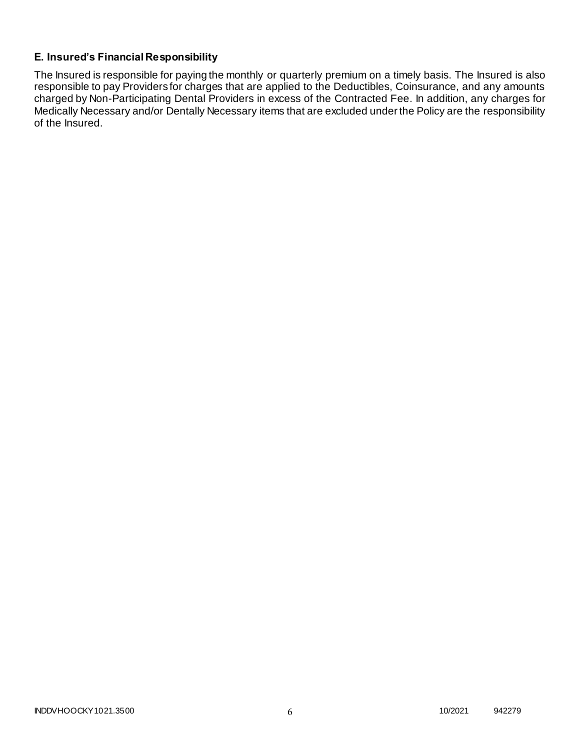### E. Insured's Financial Responsibility

The Insured is responsible for paying the monthly or quarterly premium on a timely basis. The Insured is also responsible to pay Providers for charges that are applied to the Deductibles, Coinsurance, and any amounts charged by Non-Participating Dental Providers in excess of the Contracted Fee. In addition, any charges for Medically Necessary and/or Dentally Necessary items that are excluded under the Policy are the responsibility of the Insured.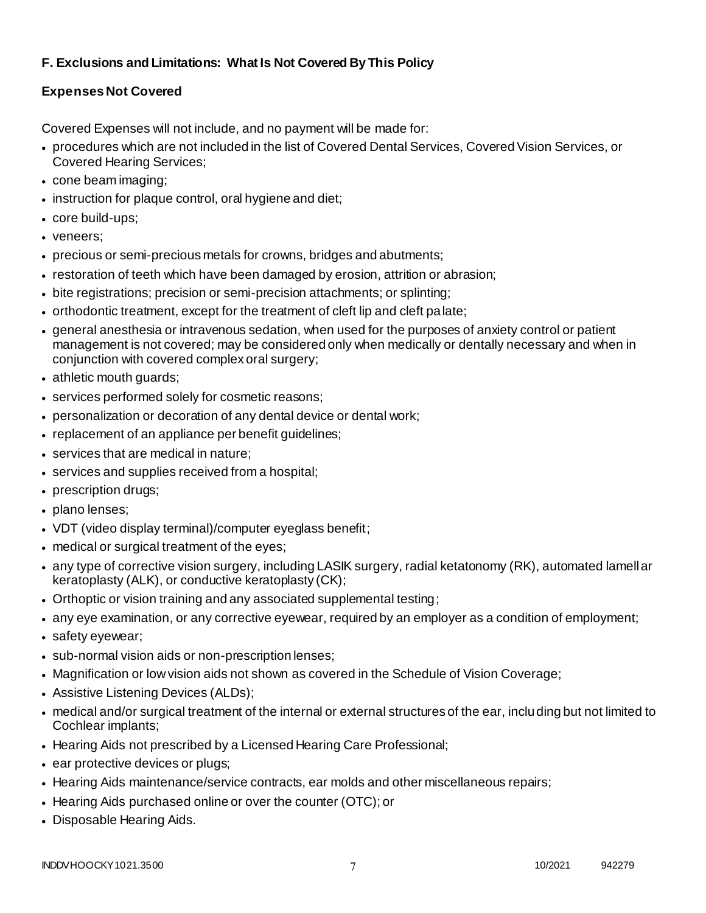**F. Exclusions and Limitations: What Is Not Covered By This Policy**

**Expenses Not Covered**

Covered Expenses will not include, and no payment will be made for:

- procedures which are not included in the list of Covered Dental Services, Covered Vision Services, or Covered Hearing Services;
- cone beam imaging;
- instruction for plaque control, oral hygiene and diet;
- core build-ups;
- veneers;
- precious or semi-precious metals for crowns, bridges and abutments;
- restoration of teeth which have been damaged by erosion, attrition or abrasion;
- bite registrations; precision or semi-precision attachments; or splinting;
- orthodontic treatment, except for the treatment of cleft lip and cleft palate;
- general anesthesia or intravenous sedation, when used for the purposes of anxiety control or patient management is not covered; may be considered only when medically or dentally necessary and when in conjunction with covered complex oral surgery;
- athletic mouth guards;
- services performed solely for cosmetic reasons;
- personalization or decoration of any dental device or dental work;
- replacement of an appliance per benefit guidelines;
- services that are medical in nature;
- services and supplies received from a hospital;
- prescription drugs;
- plano lenses;
- VDT (video display terminal)/computer eyeglass benefit;
- medical or surgical treatment of the eyes;
- any type of corrective vision surgery, including LASIK surgery, radial ketatonomy (RK), automated lamellar keratoplasty (ALK), or conductive keratoplasty (CK);
- Orthoptic or vision training and any associated supplemental testing;
- any eye examination, or any corrective eyewear, required by an employer as a condition of employment;
- safety eyewear;
- sub-normal vision aids or non-prescription lenses;
- Magnification or low vision aids not shown as covered in the Schedule of Vision Coverage;
- Assistive Listening Devices (ALDs);
- medical and/or surgical treatment of the internal or external structures of the ear, including but not limited to Cochlear implants;
- Hearing Aids not prescribed by a Licensed Hearing Care Professional;
- ear protective devices or plugs;
- Hearing Aids maintenance/service contracts, ear molds and other miscellaneous repairs;
- Hearing Aids purchased online or over the counter (OTC); or
- Disposable Hearing Aids.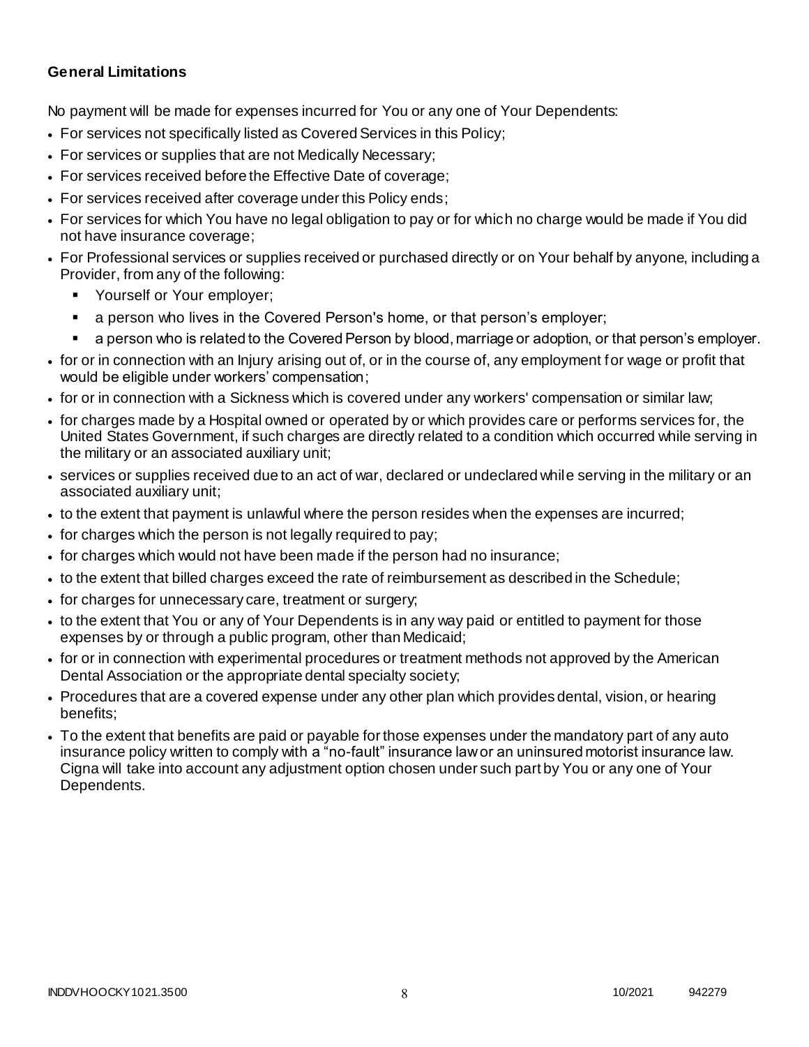**General Limitations**

No payment will be made for expenses incurred for You or any one of Your Dependents:

- For services not specifically listed as Covered Services in this Policy;
- For services or supplies that are not Medically Necessary;
- For services received before the Effective Date of coverage;
- For services received after coverage under this Policy ends;
- For services for which You have no legal obligation to pay or for which no charge would be made if You did not have insurance coverage;
- For Professional services or supplies received or purchased directly or on Your behalf by anyone, including a Provider, from any of the following:
  - Yourself or Your employer;
  - a person who lives in the Covered Person's home, or that person's employer;
  - a person who is related to the Covered Person by blood, marriage or adoption, or that person's employer.
- for or in connection with an Injury arising out of, or in the course of, any employment for wage or profit that would be eligible under workers' compensation;
- for or in connection with a Sickness which is covered under any workers' compensation or similar law;
- for charges made by a Hospital owned or operated by or which provides care or performs services for, the United States Government, if such charges are directly related to a condition which occurred while serving in the military or an associated auxiliary unit;
- services or supplies received due to an act of war, declared or undeclared while serving in the military or an associated auxiliary unit;
- to the extent that payment is unlawful where the person resides when the expenses are incurred;
- for charges which the person is not legally required to pay;
- for charges which would not have been made if the person had no insurance;
- to the extent that billed charges exceed the rate of reimbursement as described in the Schedule;
- for charges for unnecessary care, treatment or surgery;
- to the extent that You or any of Your Dependents is in any way paid or entitled to payment for those expenses by or through a public program, other than Medicaid;
- for or in connection with experimental procedures or treatment methods not approved by the American Dental Association or the appropriate dental specialty society;
- Procedures that are a covered expense under any other plan which provides dental, vision, or hearing benefits;
- To the extent that benefits are paid or payable for those expenses under the mandatory part of any auto insurance policy written to comply with a "no-fault" insurance law or an uninsured motorist insurance law. Cigna will take into account any adjustment option chosen under such part by You or any one of Your Dependents.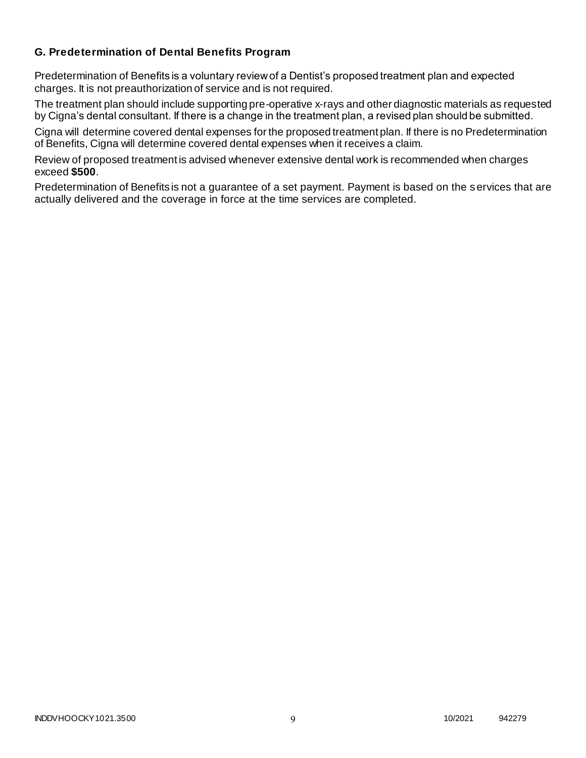### G. Predetermination of Dental Benefits Program

Predetermination of Benefits is a voluntary review of a Dentist's proposed treatment plan and expected charges. It is not preauthorization of service and is not required.

The treatment plan should include supporting pre-operative x-rays and other diagnostic materials as requested by Cigna's dental consultant. If there is a change in the treatment plan, a revised plan should be submitted.

Cigna will determine covered dental expenses for the proposed treatment plan. If there is no Predetermination of Benefits, Cigna will determine covered dental expenses when it receives a claim.

Review of proposed treatment is advised whenever extensive dental work is recommended when charges exceed **$500**.

Predetermination of Benefits is not a guarantee of a set payment. Payment is based on the services that are actually delivered and the coverage in force at the time services are completed.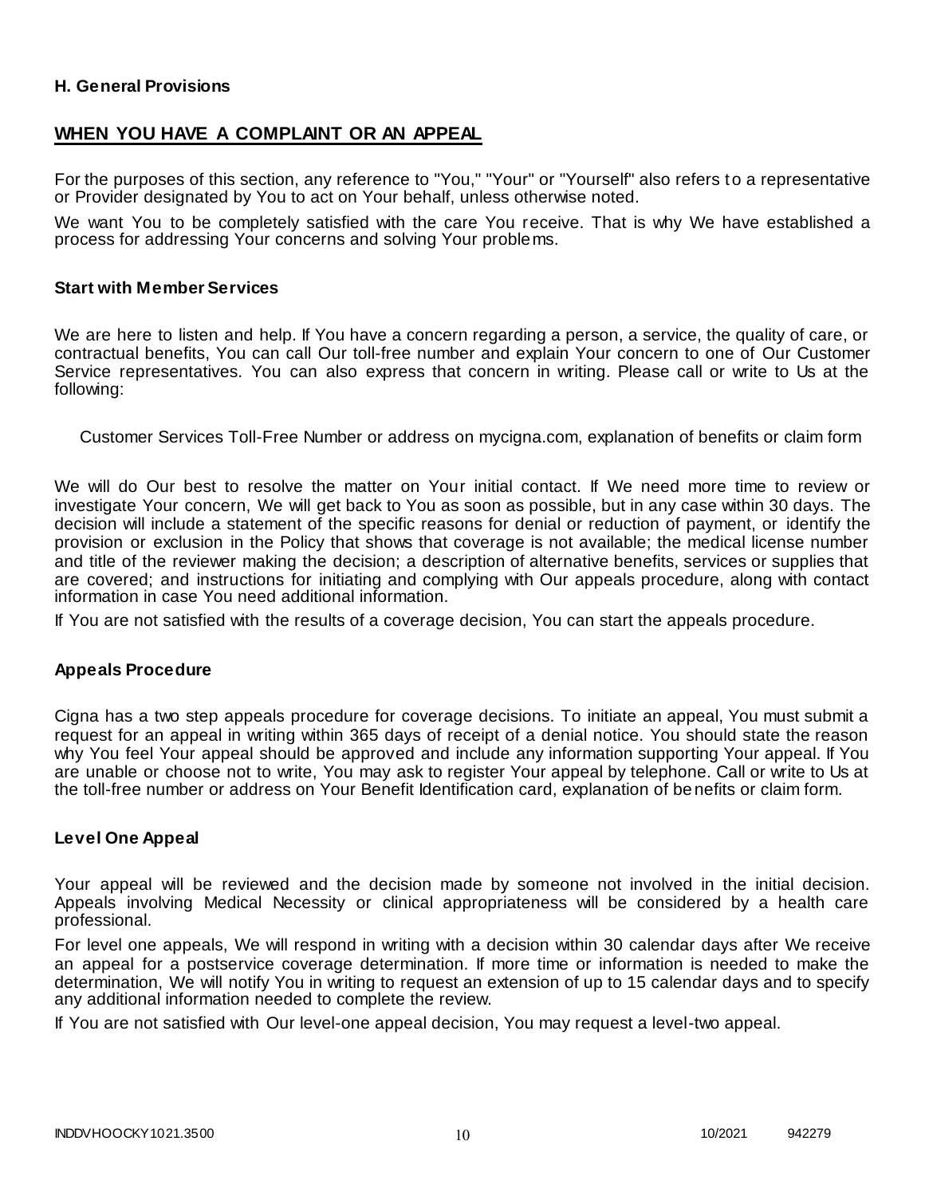**H. General Provisions**

## WHEN YOU HAVE A COMPLAINT OR AN APPEAL

For the purposes of this section, any reference to "You," "Your" or "Yourself" also refers to a representative or Provider designated by You to act on Your behalf, unless otherwise noted.

We want You to be completely satisfied with the care You receive. That is why We have established a process for addressing Your concerns and solving Your problems.

### Start with Member Services

We are here to listen and help. If You have a concern regarding a person, a service, the quality of care, or contractual benefits, You can call Our toll-free number and explain Your concern to one of Our Customer Service representatives. You can also express that concern in writing. Please call or write to Us at the following:

Customer Services Toll-Free Number or address on mycigna.com, explanation of benefits or claim form

We will do Our best to resolve the matter on Your initial contact. If We need more time to review or investigate Your concern, We will get back to You as soon as possible, but in any case within 30 days. The decision will include a statement of the specific reasons for denial or reduction of payment, or identify the provision or exclusion in the Policy that shows that coverage is not available; the medical license number and title of the reviewer making the decision; a description of alternative benefits, services or supplies that are covered; and instructions for initiating and complying with Our appeals procedure, along with contact information in case You need additional information.

If You are not satisfied with the results of a coverage decision, You can start the appeals procedure.

### Appeals Procedure

Cigna has a two step appeals procedure for coverage decisions. To initiate an appeal, You must submit a request for an appeal in writing within 365 days of receipt of a denial notice. You should state the reason why You feel Your appeal should be approved and include any information supporting Your appeal. If You are unable or choose not to write, You may ask to register Your appeal by telephone. Call or write to Us at the toll-free number or address on Your Benefit Identification card, explanation of benefits or claim form.

### Level One Appeal

Your appeal will be reviewed and the decision made by someone not involved in the initial decision. Appeals involving Medical Necessity or clinical appropriateness will be considered by a health care professional.

For level one appeals, We will respond in writing with a decision within 30 calendar days after We receive an appeal for a postservice coverage determination. If more time or information is needed to make the determination, We will notify You in writing to request an extension of up to 15 calendar days and to specify any additional information needed to complete the review.

If You are not satisfied with Our level-one appeal decision, You may request a level-two appeal.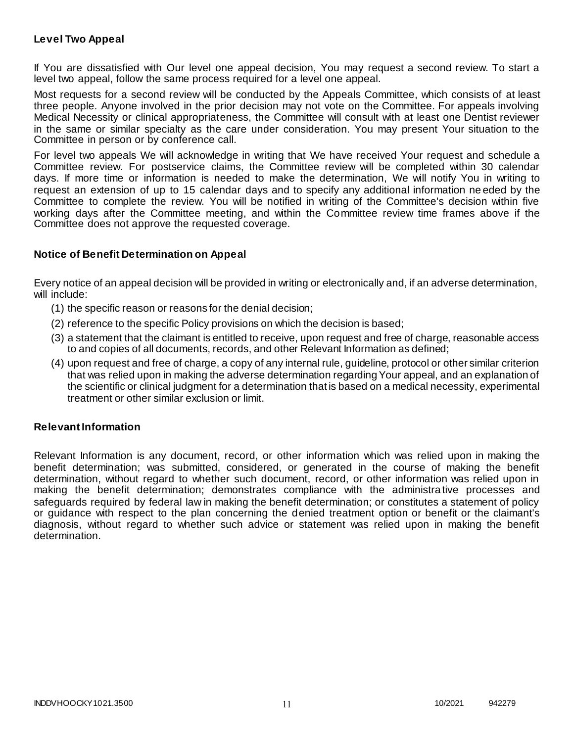### Level Two Appeal

If You are dissatisfied with Our level one appeal decision, You may request a second review. To start a level two appeal, follow the same process required for a level one appeal.

Most requests for a second review will be conducted by the Appeals Committee, which consists of at least three people. Anyone involved in the prior decision may not vote on the Committee. For appeals involving Medical Necessity or clinical appropriateness, the Committee will consult with at least one Dentist reviewer in the same or similar specialty as the care under consideration. You may present Your situation to the Committee in person or by conference call.

For level two appeals We will acknowledge in writing that We have received Your request and schedule a Committee review. For postservice claims, the Committee review will be completed within 30 calendar days. If more time or information is needed to make the determination, We will notify You in writing to request an extension of up to 15 calendar days and to specify any additional information needed by the Committee to complete the review. You will be notified in writing of the Committee's decision within five working days after the Committee meeting, and within the Committee review time frames above if the Committee does not approve the requested coverage.

### Notice of Benefit Determination on Appeal

Every notice of an appeal decision will be provided in writing or electronically and, if an adverse determination, will include:

(1) the specific reason or reasons for the denial decision;

(2) reference to the specific Policy provisions on which the decision is based;

(3) a statement that the claimant is entitled to receive, upon request and free of charge, reasonable access to and copies of all documents, records, and other Relevant Information as defined;

(4) upon request and free of charge, a copy of any internal rule, guideline, protocol or other similar criterion that was relied upon in making the adverse determination regarding Your appeal, and an explanation of the scientific or clinical judgment for a determination that is based on a medical necessity, experimental treatment or other similar exclusion or limit.

### Relevant Information

Relevant Information is any document, record, or other information which was relied upon in making the benefit determination; was submitted, considered, or generated in the course of making the benefit determination, without regard to whether such document, record, or other information was relied upon in making the benefit determination; demonstrates compliance with the administrative processes and safeguards required by federal law in making the benefit determination; or constitutes a statement of policy or guidance with respect to the plan concerning the denied treatment option or benefit or the claimant's diagnosis, without regard to whether such advice or statement was relied upon in making the benefit determination.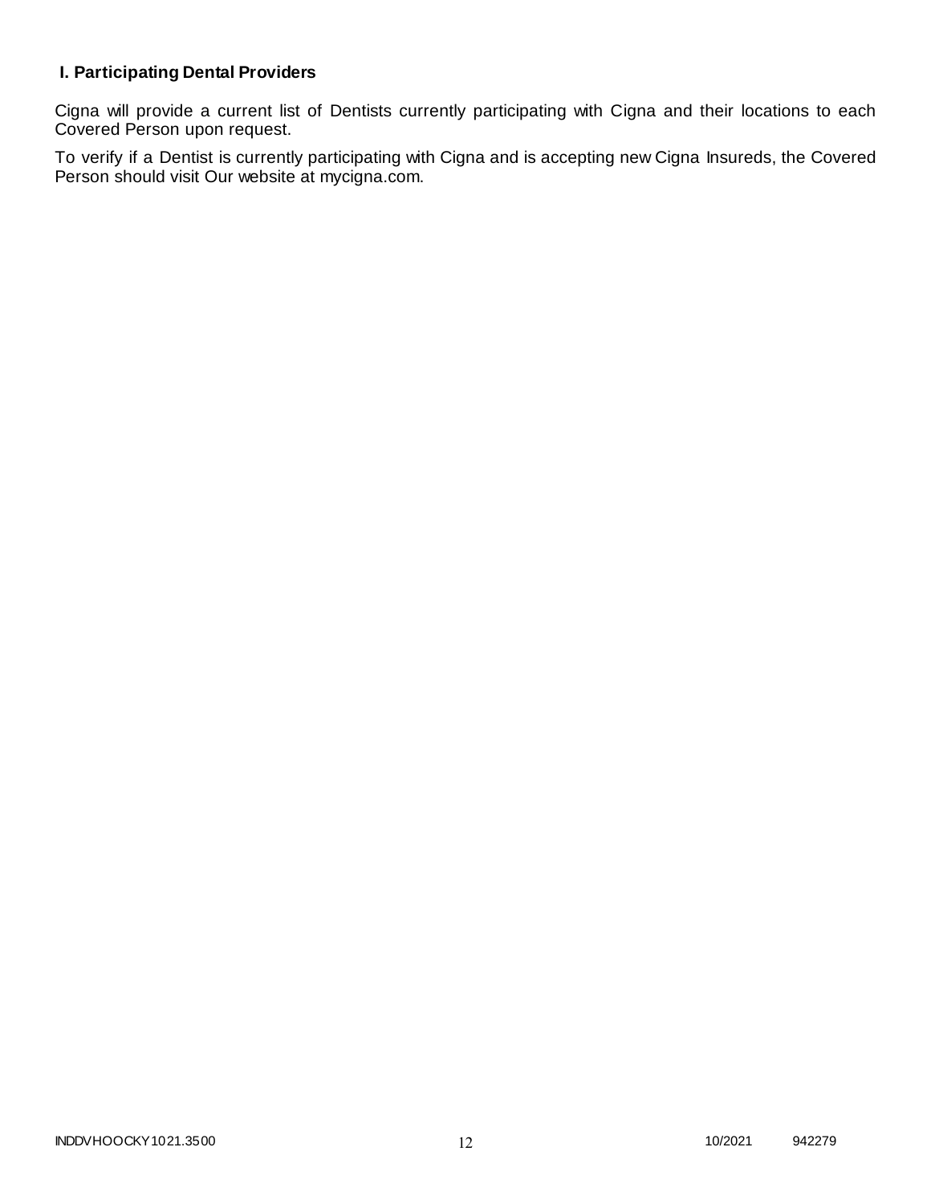## I. Participating Dental Providers

Cigna will provide a current list of Dentists currently participating with Cigna and their locations to each Covered Person upon request.

To verify if a Dentist is currently participating with Cigna and is accepting new Cigna Insureds, the Covered Person should visit Our website at mycigna.com.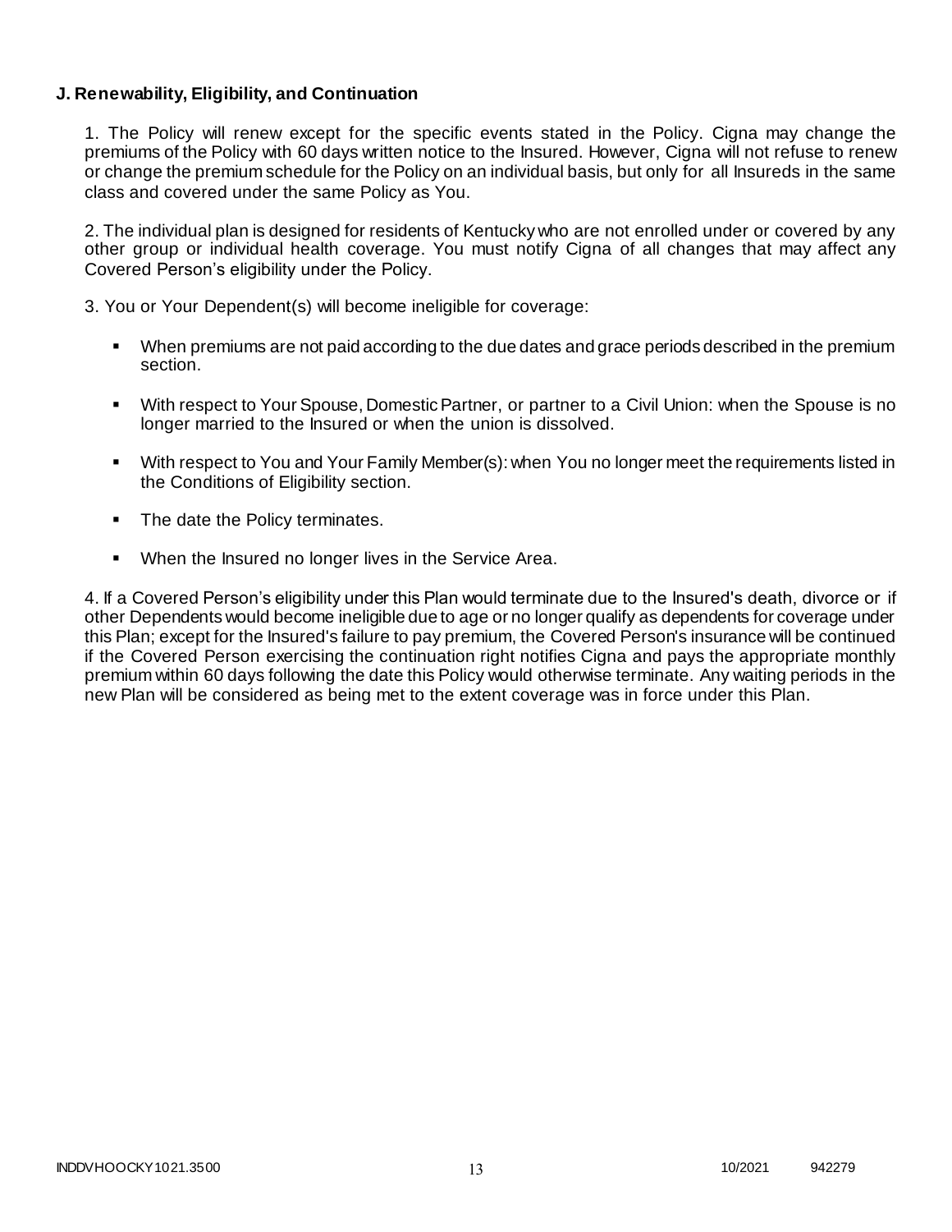**J. Renewability, Eligibility, and Continuation**

1. The Policy will renew except for the specific events stated in the Policy. Cigna may change the premiums of the Policy with 60 days written notice to the Insured. However, Cigna will not refuse to renew or change the premium schedule for the Policy on an individual basis, but only for all Insureds in the same class and covered under the same Policy as You.

2. The individual plan is designed for residents of Kentucky who are not enrolled under or covered by any other group or individual health coverage. You must notify Cigna of all changes that may affect any Covered Person's eligibility under the Policy.

3. You or Your Dependent(s) will become ineligible for coverage:

- When premiums are not paid according to the due dates and grace periods described in the premium section.
- With respect to Your Spouse, Domestic Partner, or partner to a Civil Union: when the Spouse is no longer married to the Insured or when the union is dissolved.
- With respect to You and Your Family Member(s): when You no longer meet the requirements listed in the Conditions of Eligibility section.
- The date the Policy terminates.
- When the Insured no longer lives in the Service Area.

4. If a Covered Person's eligibility under this Plan would terminate due to the Insured's death, divorce or if other Dependents would become ineligible due to age or no longer qualify as dependents for coverage under this Plan; except for the Insured's failure to pay premium, the Covered Person's insurance will be continued if the Covered Person exercising the continuation right notifies Cigna and pays the appropriate monthly premium within 60 days following the date this Policy would otherwise terminate. Any waiting periods in the new Plan will be considered as being met to the extent coverage was in force under this Plan.

INDDVHOOCKY1021.3500 10/2021 942279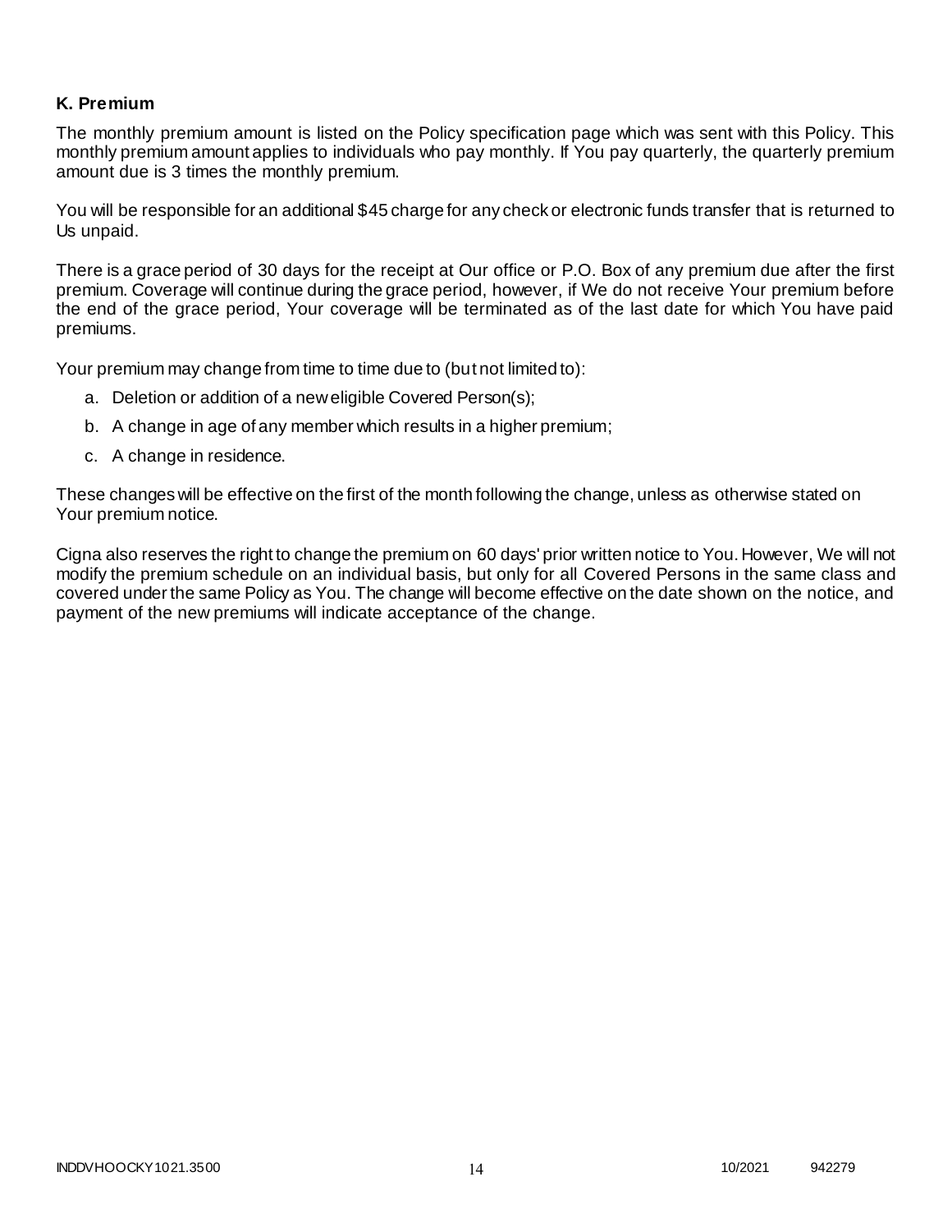### K. Premium

The monthly premium amount is listed on the Policy specification page which was sent with this Policy. This monthly premium amount applies to individuals who pay monthly. If You pay quarterly, the quarterly premium amount due is 3 times the monthly premium.

You will be responsible for an additional $45 charge for any check or electronic funds transfer that is returned to Us unpaid.

There is a grace period of 30 days for the receipt at Our office or P.O. Box of any premium due after the first premium. Coverage will continue during the grace period, however, if We do not receive Your premium before the end of the grace period, Your coverage will be terminated as of the last date for which You have paid premiums.

Your premium may change from time to time due to (but not limited to):

a. Deletion or addition of a new eligible Covered Person(s);
b. A change in age of any member which results in a higher premium;
c. A change in residence.

These changes will be effective on the first of the month following the change, unless as otherwise stated on Your premium notice.

Cigna also reserves the right to change the premium on 60 days' prior written notice to You. However, We will not modify the premium schedule on an individual basis, but only for all Covered Persons in the same class and covered under the same Policy as You. The change will become effective on the date shown on the notice, and payment of the new premiums will indicate acceptance of the change.